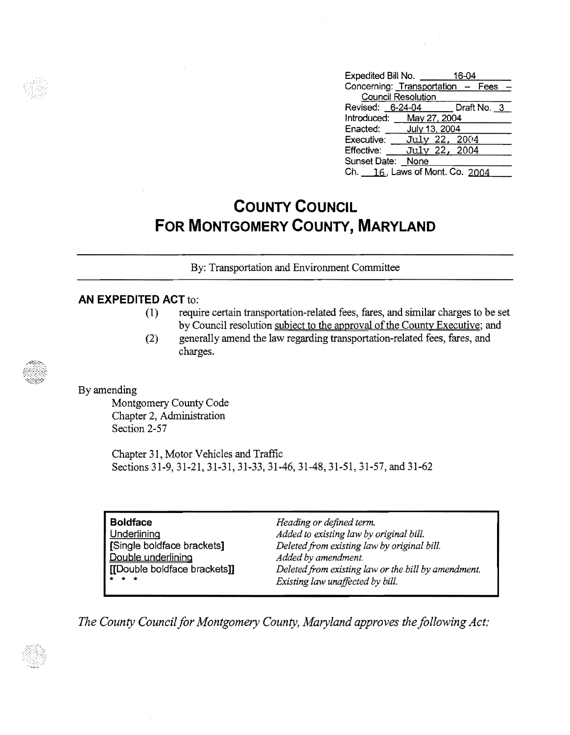Expedited Bill No. 16-04
Concerning: Transportation – Fees – Council Resolution
Revised: 6-24-04 Draft No. 3
Introduced: May 27, 2004
Enacted: July 13, 2004
Executive: July 22, 2004
Effective: July 22, 2004
Sunset Date: None
Ch. 16, Laws of Mont. Co. 2004

# COUNTY COUNCIL
# FOR MONTGOMERY COUNTY, MARYLAND

By: Transportation and Environment Committee

**AN EXPEDITED ACT** to:

(1) require certain transportation-related fees, fares, and similar charges to be set by Council resolution <u>subject to the approval of the County Executive</u>; and

(2) generally amend the law regarding transportation-related fees, fares, and charges.

By amending

Montgomery County Code
Chapter 2, Administration
Section 2-57

Chapter 31, Motor Vehicles and Traffic
Sections 31-9, 31-21, 31-31, 31-33, 31-46, 31-48, 31-51, 31-57, and 31-62

| | |
|---|---|
| **Boldface** | *Heading or defined term.* |
| <u>Underlining</u> | *Added to existing law by original bill.* |
| **[**Single boldface brackets**]** | *Deleted from existing law by original bill.* |
| Double underlining | *Added by amendment.* |
| **[[**Double boldface brackets**]]** | *Deleted from existing law or the bill by amendment.* |
| * * * | *Existing law unaffected by bill.* |

*The County Council for Montgomery County, Maryland approves the following Act:*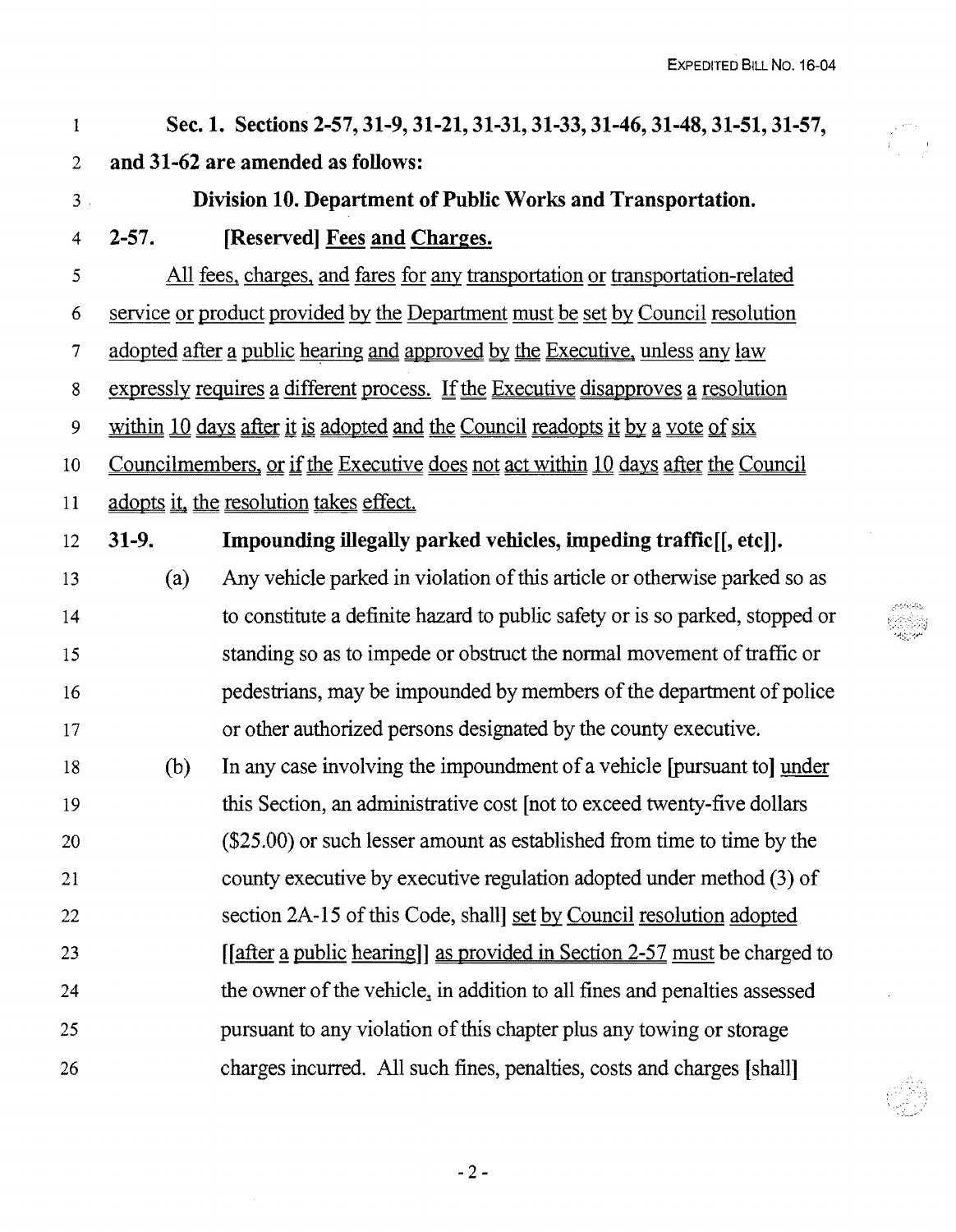**Sec. 1. Sections 2-57, 31-9, 31-21, 31-31, 31-33, 31-46, 31-48, 31-51, 31-57, and 31-62 are amended as follows:**

**Division 10. Department of Public Works and Transportation.**

**2-57. [Reserved] Fees and Charges.**

All fees, charges, and fares for any transportation or transportation-related service or product provided by the Department must be set by Council resolution adopted after a public hearing and approved by the Executive, unless any law expressly requires a different process. If the Executive disapproves a resolution within 10 days after it is adopted and the Council readopts it by a vote of six Councilmembers, or if the Executive does not act within 10 days after the Council adopts it, the resolution takes effect.

**31-9. Impounding illegally parked vehicles, impeding traffic[[, etc]].**

(a) Any vehicle parked in violation of this article or otherwise parked so as to constitute a definite hazard to public safety or is so parked, stopped or standing so as to impede or obstruct the normal movement of traffic or pedestrians, may be impounded by members of the department of police or other authorized persons designated by the county executive.

(b) In any case involving the impoundment of a vehicle [pursuant to] under this Section, an administrative cost [not to exceed twenty-five dollars ($25.00) or such lesser amount as established from time to time by the county executive by executive regulation adopted under method (3) of section 2A-15 of this Code, shall] set by Council resolution adopted [[after a public hearing]] as provided in Section 2-57 must be charged to the owner of the vehicle, in addition to all fines and penalties assessed pursuant to any violation of this chapter plus any towing or storage charges incurred. All such fines, penalties, costs and charges [shall]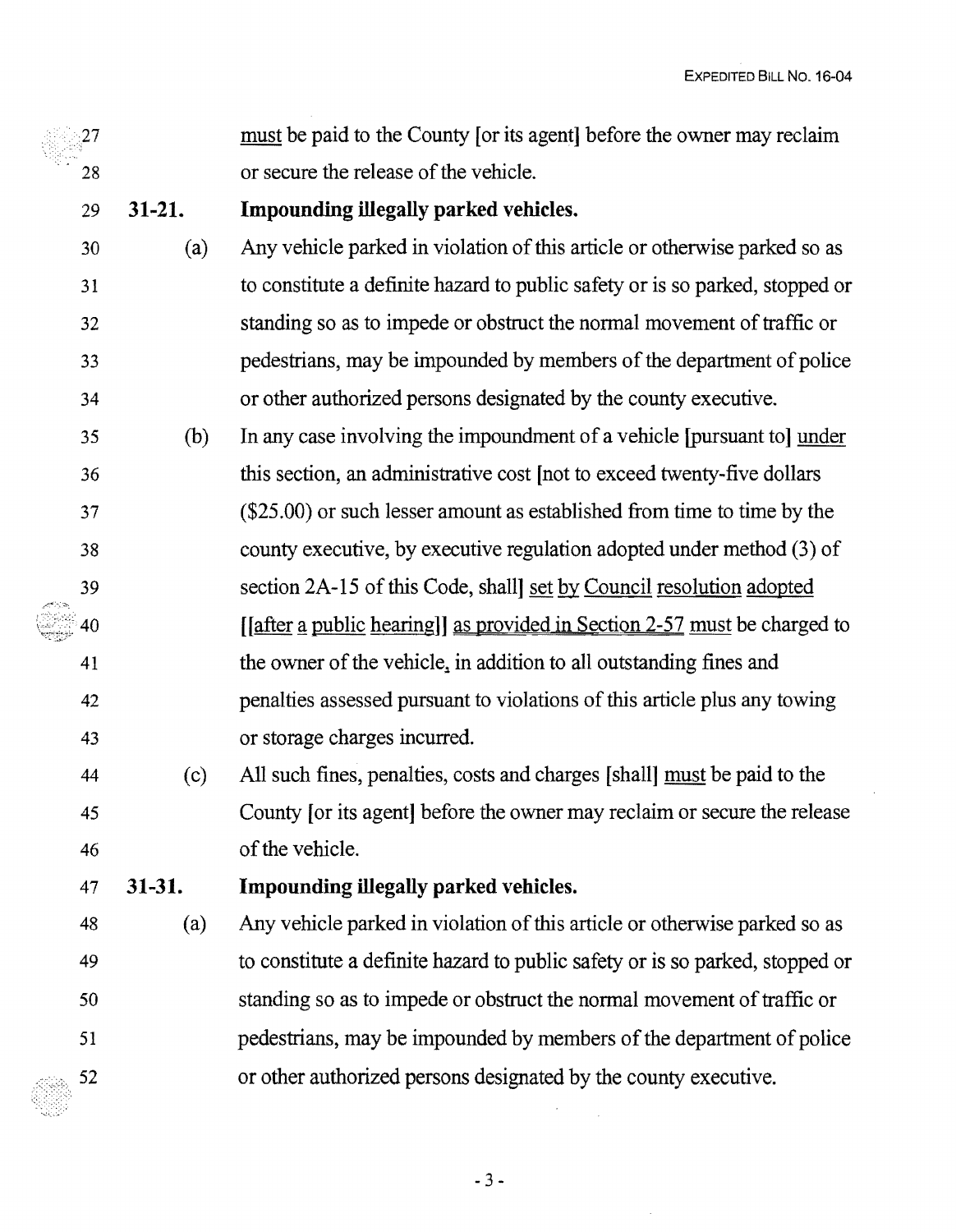27 must be paid to the County [or its agent] before the owner may reclaim
28 or secure the release of the vehicle.

29 **31-21. Impounding illegally parked vehicles.**

30 (a) Any vehicle parked in violation of this article or otherwise parked so as
31 to constitute a definite hazard to public safety or is so parked, stopped or
32 standing so as to impede or obstruct the normal movement of traffic or
33 pedestrians, may be impounded by members of the department of police
34 or other authorized persons designated by the county executive.

35 (b) In any case involving the impoundment of a vehicle [pursuant to] under
36 this section, an administrative cost [not to exceed twenty-five dollars
37 ($25.00) or such lesser amount as established from time to time by the
38 county executive, by executive regulation adopted under method (3) of
39 section 2A-15 of this Code, shall] set by Council resolution adopted
40 [[after a public hearing]] as provided in Section 2-57 must be charged to
41 the owner of the vehicle, in addition to all outstanding fines and
42 penalties assessed pursuant to violations of this article plus any towing
43 or storage charges incurred.

44 (c) All such fines, penalties, costs and charges [shall] must be paid to the
45 County [or its agent] before the owner may reclaim or secure the release
46 of the vehicle.

47 **31-31. Impounding illegally parked vehicles.**

48 (a) Any vehicle parked in violation of this article or otherwise parked so as
49 to constitute a definite hazard to public safety or is so parked, stopped or
50 standing so as to impede or obstruct the normal movement of traffic or
51 pedestrians, may be impounded by members of the department of police
52 or other authorized persons designated by the county executive.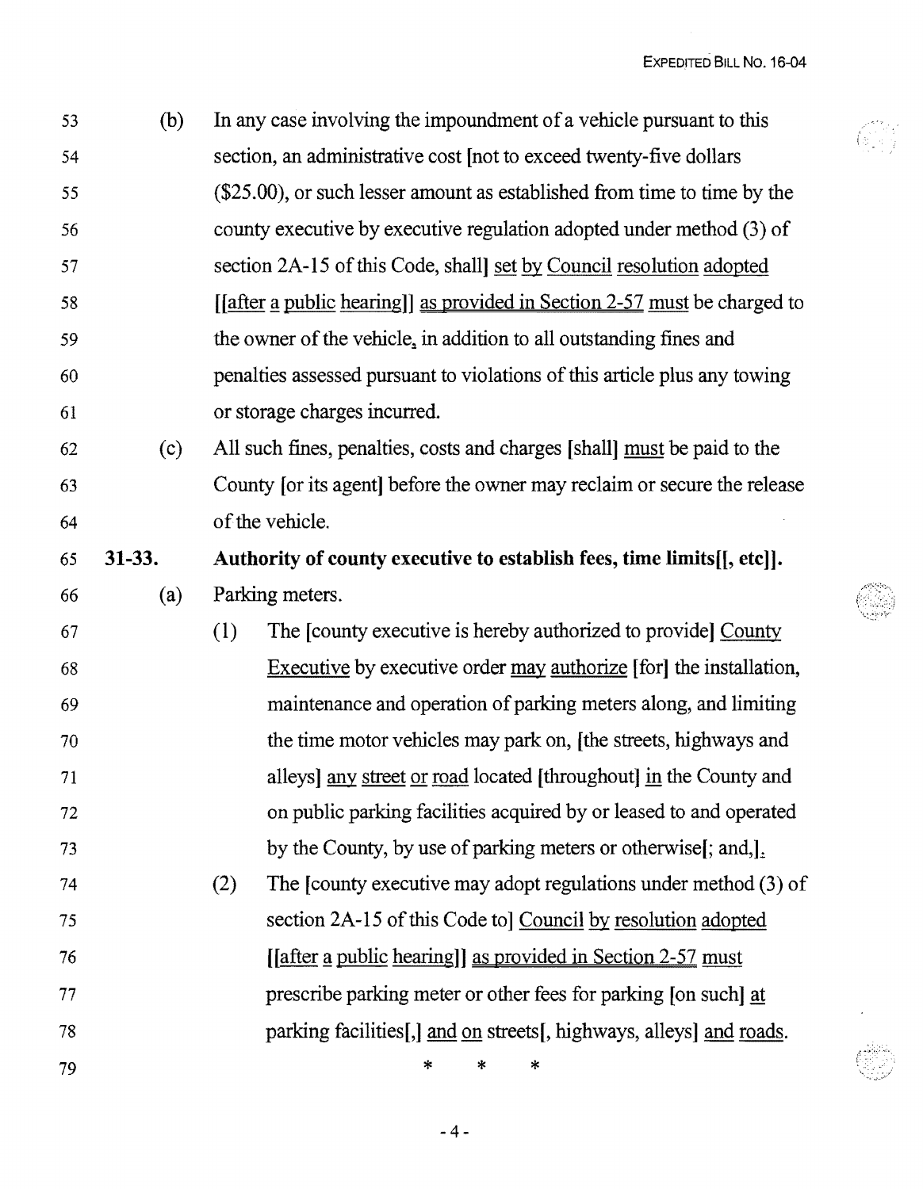(b) In any case involving the impoundment of a vehicle pursuant to this section, an administrative cost [not to exceed twenty-five dollars ($25.00), or such lesser amount as established from time to time by the county executive by executive regulation adopted under method (3) of section 2A-15 of this Code, shall] set by Council resolution adopted [[after a public hearing]] as provided in Section 2-57 must be charged to the owner of the vehicle, in addition to all outstanding fines and penalties assessed pursuant to violations of this article plus any towing or storage charges incurred.

(c) All such fines, penalties, costs and charges [shall] must be paid to the County [or its agent] before the owner may reclaim or secure the release of the vehicle.

**31-33. Authority of county executive to establish fees, time limits[[, etc]].**

(a) Parking meters.

(1) The [county executive is hereby authorized to provide] County Executive by executive order may authorize [for] the installation, maintenance and operation of parking meters along, and limiting the time motor vehicles may park on, [the streets, highways and alleys] any street or road located [throughout] in the County and on public parking facilities acquired by or leased to and operated by the County, by use of parking meters or otherwise[; and,].

(2) The [county executive may adopt regulations under method (3) of section 2A-15 of this Code to] Council by resolution adopted [[after a public hearing]] as provided in Section 2-57 must prescribe parking meter or other fees for parking [on such] at parking facilities[,] and on streets[, highways, alleys] and roads.

\* \* \*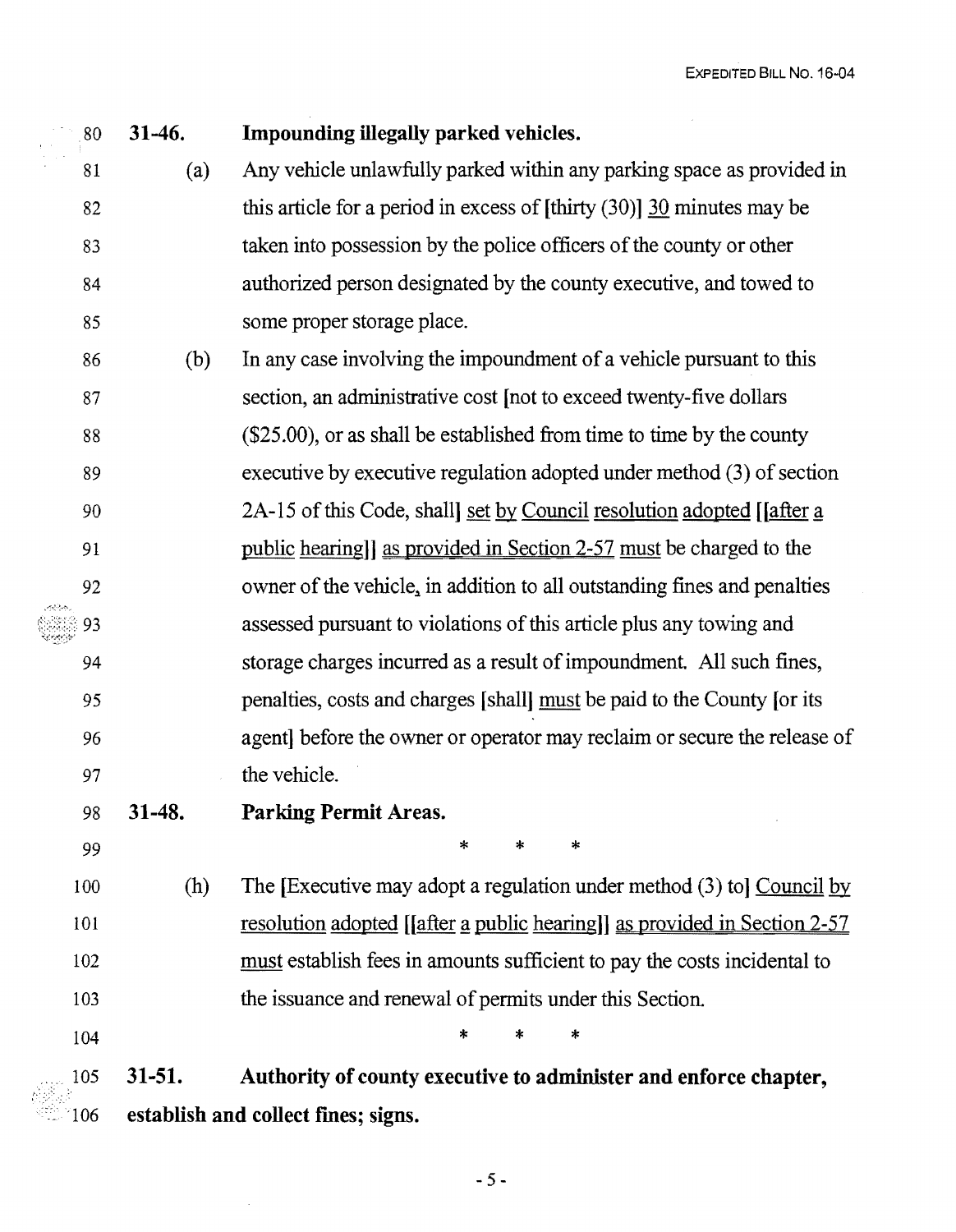**31-46. Impounding illegally parked vehicles.**

(a) Any vehicle unlawfully parked within any parking space as provided in this article for a period in excess of [thirty (30)] 30 minutes may be taken into possession by the police officers of the county or other authorized person designated by the county executive, and towed to some proper storage place.

(b) In any case involving the impoundment of a vehicle pursuant to this section, an administrative cost [not to exceed twenty-five dollars ($25.00), or as shall be established from time to time by the county executive by executive regulation adopted under method (3) of section 2A-15 of this Code, shall] set by Council resolution adopted [[after a public hearing]] as provided in Section 2-57 must be charged to the owner of the vehicle, in addition to all outstanding fines and penalties assessed pursuant to violations of this article plus any towing and storage charges incurred as a result of impoundment. All such fines, penalties, costs and charges [shall] must be paid to the County [or its agent] before the owner or operator may reclaim or secure the release of the vehicle.

**31-48. Parking Permit Areas.**

\* \* \*

(h) The [Executive may adopt a regulation under method (3) to] Council by resolution adopted [[after a public hearing]] as provided in Section 2-57 must establish fees in amounts sufficient to pay the costs incidental to the issuance and renewal of permits under this Section.

\* \* \*

**31-51. Authority of county executive to administer and enforce chapter, establish and collect fines; signs.**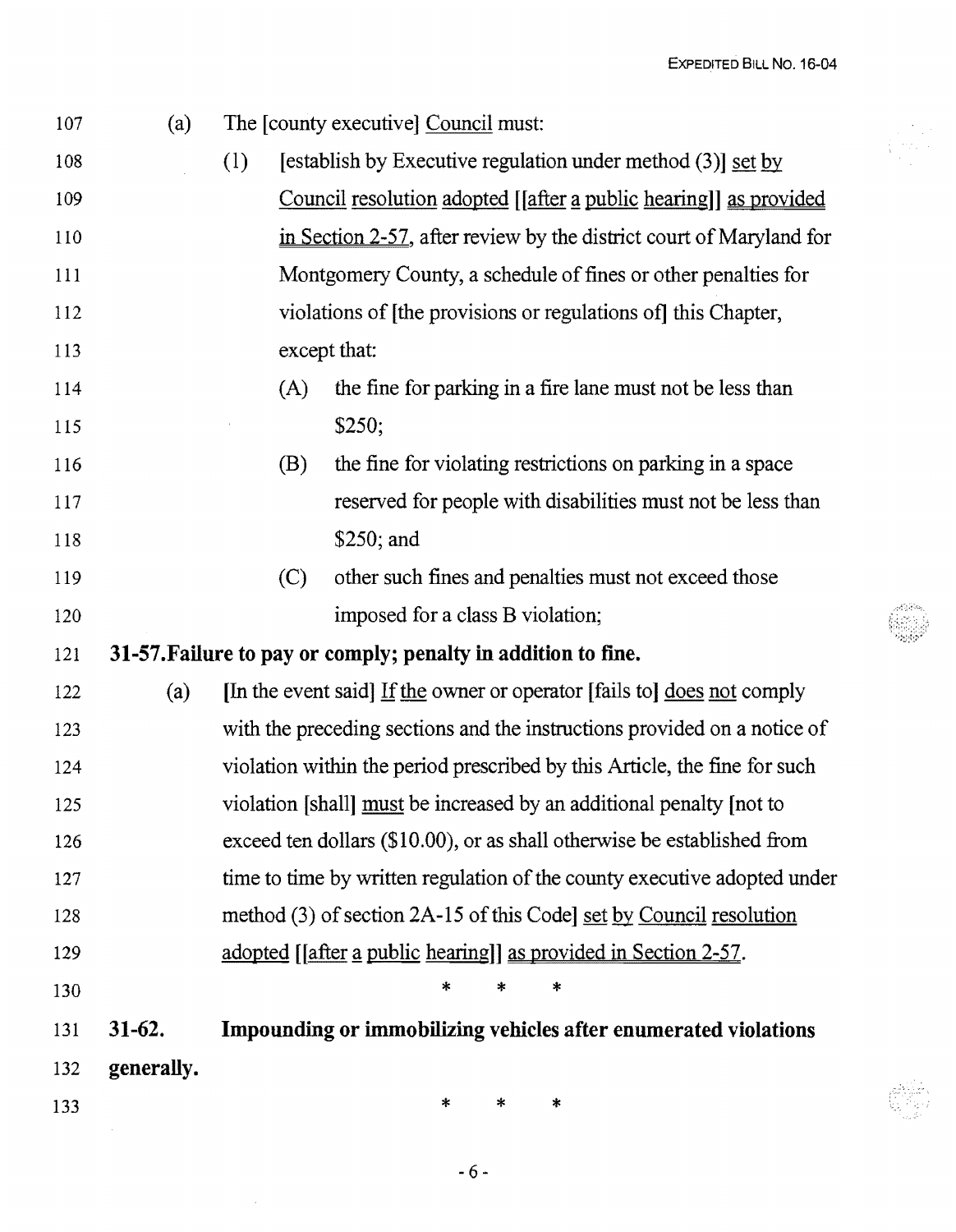107 (a) The [county executive] Council must:

108 (1) [establish by Executive regulation under method (3)] set by

109 Council resolution adopted [[after a public hearing]] as provided

110 in Section 2-57, after review by the district court of Maryland for

111 Montgomery County, a schedule of fines or other penalties for

112 violations of [the provisions or regulations of] this Chapter,

113 except that:

114 (A) the fine for parking in a fire lane must not be less than

115 $250;

116 (B) the fine for violating restrictions on parking in a space

117 reserved for people with disabilities must not be less than

118 $250; and

119 (C) other such fines and penalties must not exceed those

120 imposed for a class B violation;

121 **31-57. Failure to pay or comply; penalty in addition to fine.**

122 (a) [In the event said] If the owner or operator [fails to] does not comply

123 with the preceding sections and the instructions provided on a notice of

124 violation within the period prescribed by this Article, the fine for such

125 violation [shall] must be increased by an additional penalty [not to

126 exceed ten dollars ($10.00), or as shall otherwise be established from

127 time to time by written regulation of the county executive adopted under

128 method (3) of section 2A-15 of this Code] set by Council resolution

129 adopted [[after a public hearing]] as provided in Section 2-57.

130 * * *

131 **31-62. Impounding or immobilizing vehicles after enumerated violations**

132 **generally.**

133 * * *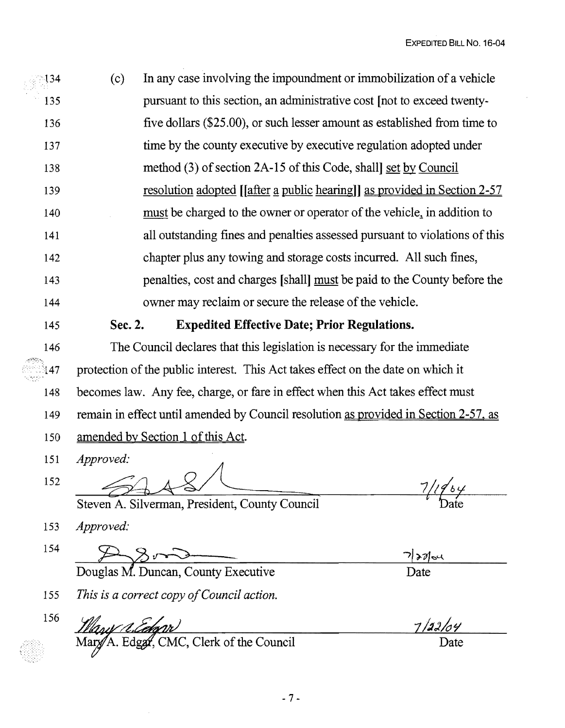134 (c) In any case involving the impoundment or immobilization of a vehicle
135 pursuant to this section, an administrative cost [not to exceed twenty-
136 five dollars ($25.00), or such lesser amount as established from time to
137 time by the county executive by executive regulation adopted under
138 method (3) of section 2A-15 of this Code, shall] set by Council
139 resolution adopted [[after a public hearing]] as provided in Section 2-57
140 must be charged to the owner or operator of the vehicle, in addition to
141 all outstanding fines and penalties assessed pursuant to violations of this
142 chapter plus any towing and storage costs incurred. All such fines,
143 penalties, cost and charges [shall] must be paid to the County before the
144 owner may reclaim or secure the release of the vehicle.

145 **Sec. 2. Expedited Effective Date; Prior Regulations.**

146 The Council declares that this legislation is necessary for the immediate
147 protection of the public interest. This Act takes effect on the date on which it
148 becomes law. Any fee, charge, or fare in effect when this Act takes effect must
149 remain in effect until amended by Council resolution as provided in Section 2-57, as
150 amended by Section 1 of this Act.

151 *Approved:*

152

Steven A. Silverman, President, County Council — Date: 7/19/04

153 *Approved:*

154

Douglas M. Duncan, County Executive — Date: 7/22/04

155 *This is a correct copy of Council action.*

156

Mary A. Edgar, CMC, Clerk of the Council — Date: 7/22/04